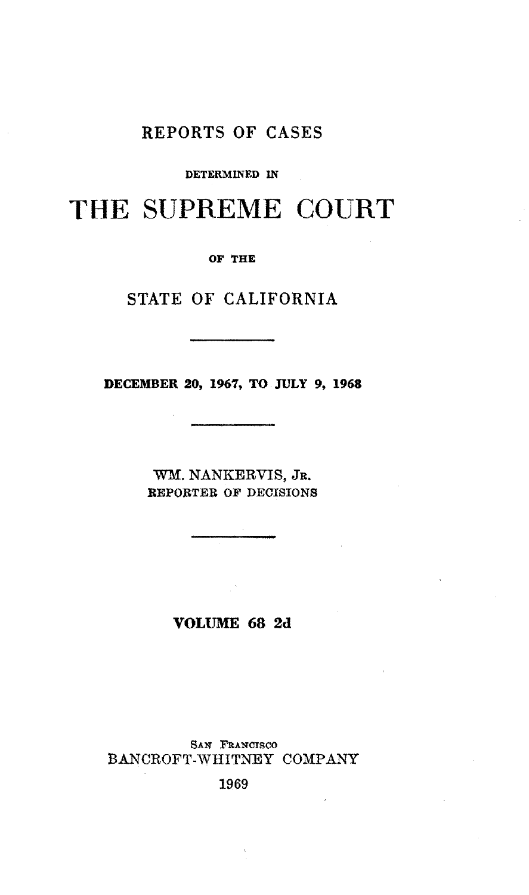# REPORTS OF CASES

DETERMINED IN

# THE SUPREME COURT

OF THE

## STATE OF CALIFORNIA

---

DECEMBER 20, 1967, TO JULY 9, 1968

---

WM. NANKERVIS, JR.
REPORTER OF DECISIONS

---

VOLUME 68 2d

SAN FRANCISCO
BANCROFT-WHITNEY COMPANY
1969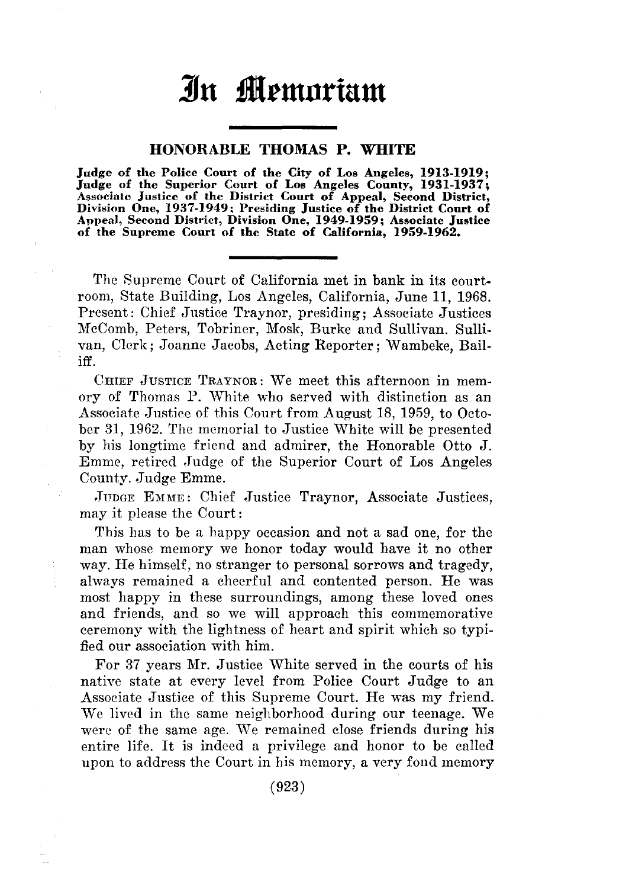# In Memoriam

## HONORABLE THOMAS P. WHITE

**Judge of the Police Court of the City of Los Angeles, 1913-1919; Judge of the Superior Court of Los Angeles County, 1931-1937; Associate Justice of the District Court of Appeal, Second District, Division One, 1937-1949; Presiding Justice of the District Court of Appeal, Second District, Division One, 1949-1959; Associate Justice of the Supreme Court of the State of California, 1959-1962.**

The Supreme Court of California met in bank in its courtroom, State Building, Los Angeles, California, June 11, 1968. Present: Chief Justice Traynor, presiding; Associate Justices McComb, Peters, Tobriner, Mosk, Burke and Sullivan. Sullivan, Clerk; Joanne Jacobs, Acting Reporter; Wambeke, Bailiff.

CHIEF JUSTICE TRAYNOR: We meet this afternoon in memory of Thomas P. White who served with distinction as an Associate Justice of this Court from August 18, 1959, to October 31, 1962. The memorial to Justice White will be presented by his longtime friend and admirer, the Honorable Otto J. Emme, retired Judge of the Superior Court of Los Angeles County. Judge Emme.

JUDGE EMME: Chief Justice Traynor, Associate Justices, may it please the Court:

This has to be a happy occasion and not a sad one, for the man whose memory we honor today would have it no other way. He himself, no stranger to personal sorrows and tragedy, always remained a cheerful and contented person. He was most happy in these surroundings, among these loved ones and friends, and so we will approach this commemorative ceremony with the lightness of heart and spirit which so typified our association with him.

For 37 years Mr. Justice White served in the courts of his native state at every level from Police Court Judge to an Associate Justice of this Supreme Court. He was my friend. We lived in the same neighborhood during our teenage. We were of the same age. We remained close friends during his entire life. It is indeed a privilege and honor to be called upon to address the Court in his memory, a very fond memory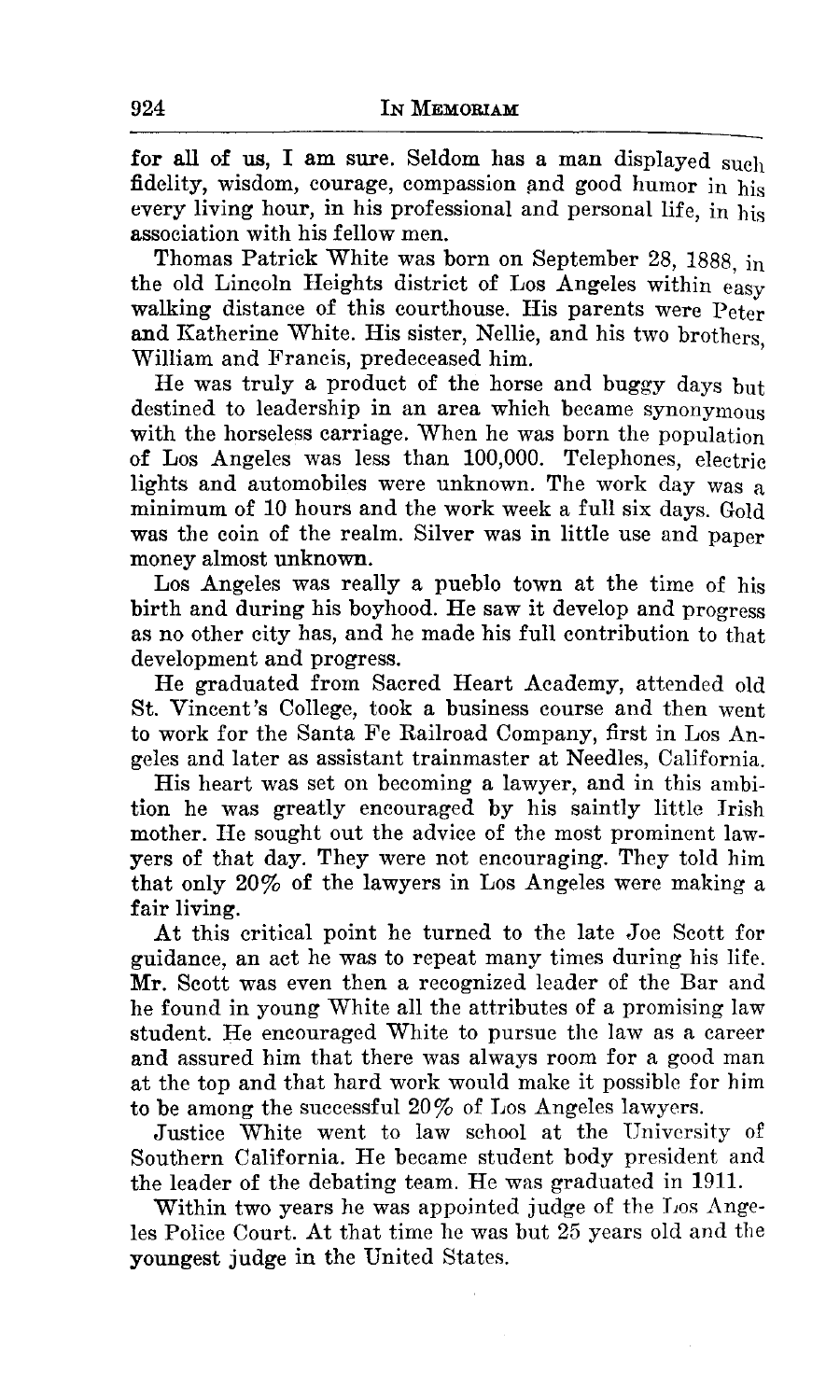for all of us, I am sure. Seldom has a man displayed such fidelity, wisdom, courage, compassion and good humor in his every living hour, in his professional and personal life, in his association with his fellow men.

Thomas Patrick White was born on September 28, 1888, in the old Lincoln Heights district of Los Angeles within easy walking distance of this courthouse. His parents were Peter and Katherine White. His sister, Nellie, and his two brothers, William and Francis, predeceased him.

He was truly a product of the horse and buggy days but destined to leadership in an area which became synonymous with the horseless carriage. When he was born the population of Los Angeles was less than 100,000. Telephones, electric lights and automobiles were unknown. The work day was a minimum of 10 hours and the work week a full six days. Gold was the coin of the realm. Silver was in little use and paper money almost unknown.

Los Angeles was really a pueblo town at the time of his birth and during his boyhood. He saw it develop and progress as no other city has, and he made his full contribution to that development and progress.

He graduated from Sacred Heart Academy, attended old St. Vincent's College, took a business course and then went to work for the Santa Fe Railroad Company, first in Los Angeles and later as assistant trainmaster at Needles, California.

His heart was set on becoming a lawyer, and in this ambition he was greatly encouraged by his saintly little Irish mother. He sought out the advice of the most prominent lawyers of that day. They were not encouraging. They told him that only 20% of the lawyers in Los Angeles were making a fair living.

At this critical point he turned to the late Joe Scott for guidance, an act he was to repeat many times during his life. Mr. Scott was even then a recognized leader of the Bar and he found in young White all the attributes of a promising law student. He encouraged White to pursue the law as a career and assured him that there was always room for a good man at the top and that hard work would make it possible for him to be among the successful 20% of Los Angeles lawyers.

Justice White went to law school at the University of Southern California. He became student body president and the leader of the debating team. He was graduated in 1911.

Within two years he was appointed judge of the Los Angeles Police Court. At that time he was but 25 years old and the youngest judge in the United States.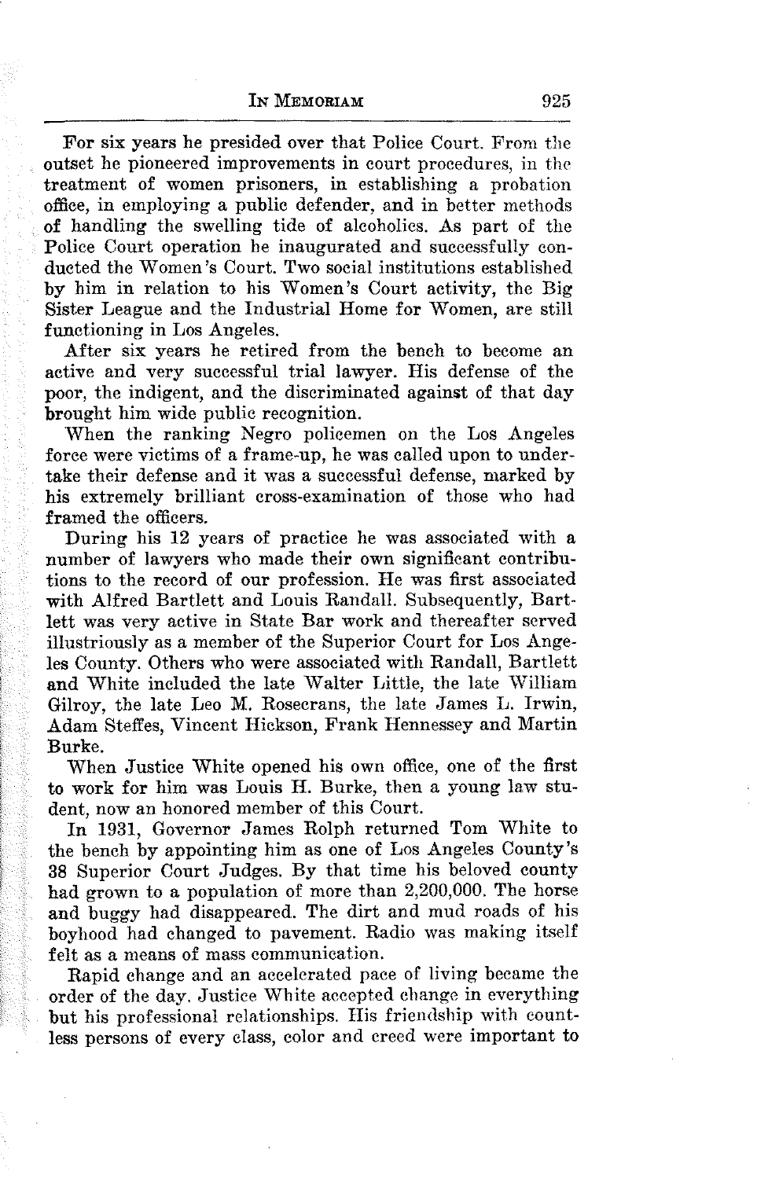For six years he presided over that Police Court. From the outset he pioneered improvements in court procedures, in the treatment of women prisoners, in establishing a probation office, in employing a public defender, and in better methods of handling the swelling tide of alcoholics. As part of the Police Court operation he inaugurated and successfully conducted the Women's Court. Two social institutions established by him in relation to his Women's Court activity, the Big Sister League and the Industrial Home for Women, are still functioning in Los Angeles.

After six years he retired from the bench to become an active and very successful trial lawyer. His defense of the poor, the indigent, and the discriminated against of that day brought him wide public recognition.

When the ranking Negro policemen on the Los Angeles force were victims of a frame-up, he was called upon to undertake their defense and it was a successful defense, marked by his extremely brilliant cross-examination of those who had framed the officers.

During his 12 years of practice he was associated with a number of lawyers who made their own significant contributions to the record of our profession. He was first associated with Alfred Bartlett and Louis Randall. Subsequently, Bartlett was very active in State Bar work and thereafter served illustriously as a member of the Superior Court for Los Angeles County. Others who were associated with Randall, Bartlett and White included the late Walter Little, the late William Gilroy, the late Leo M. Rosecrans, the late James L. Irwin, Adam Steffes, Vincent Hickson, Frank Hennessey and Martin Burke.

When Justice White opened his own office, one of the first to work for him was Louis H. Burke, then a young law student, now an honored member of this Court.

In 1931, Governor James Rolph returned Tom White to the bench by appointing him as one of Los Angeles County's 38 Superior Court Judges. By that time his beloved county had grown to a population of more than 2,200,000. The horse and buggy had disappeared. The dirt and mud roads of his boyhood had changed to pavement. Radio was making itself felt as a means of mass communication.

Rapid change and an accelerated pace of living became the order of the day. Justice White accepted change in everything but his professional relationships. His friendship with countless persons of every class, color and creed were important to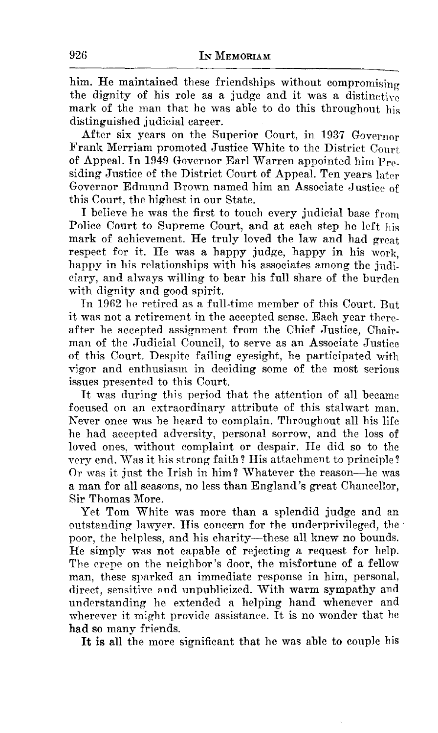him. He maintained these friendships without compromising the dignity of his role as a judge and it was a distinctive mark of the man that he was able to do this throughout his distinguished judicial career.

After six years on the Superior Court, in 1937 Governor Frank Merriam promoted Justice White to the District Court of Appeal. In 1949 Governor Earl Warren appointed him Presiding Justice of the District Court of Appeal. Ten years later Governor Edmund Brown named him an Associate Justice of this Court, the highest in our State.

I believe he was the first to touch every judicial base from Police Court to Supreme Court, and at each step he left his mark of achievement. He truly loved the law and had great respect for it. He was a happy judge, happy in his work, happy in his relationships with his associates among the judiciary, and always willing to bear his full share of the burden with dignity and good spirit.

In 1962 he retired as a full-time member of this Court. But it was not a retirement in the accepted sense. Each year thereafter he accepted assignment from the Chief Justice, Chairman of the Judicial Council, to serve as an Associate Justice of this Court. Despite failing eyesight, he participated with vigor and enthusiasm in deciding some of the most serious issues presented to this Court.

It was during this period that the attention of all became focused on an extraordinary attribute of this stalwart man. Never once was he heard to complain. Throughout all his life he had accepted adversity, personal sorrow, and the loss of loved ones, without complaint or despair. He did so to the very end. Was it his strong faith? His attachment to principle? Or was it just the Irish in him? Whatever the reason—he was a man for all seasons, no less than England's great Chancellor, Sir Thomas More.

Yet Tom White was more than a splendid judge and an outstanding lawyer. His concern for the underprivileged, the poor, the helpless, and his charity—these all knew no bounds. He simply was not capable of rejecting a request for help. The crepe on the neighbor's door, the misfortune of a fellow man, these sparked an immediate response in him, personal, direct, sensitive and unpublicized. With warm sympathy and understanding he extended a helping hand whenever and wherever it might provide assistance. It is no wonder that he had so many friends.

It is all the more significant that he was able to couple his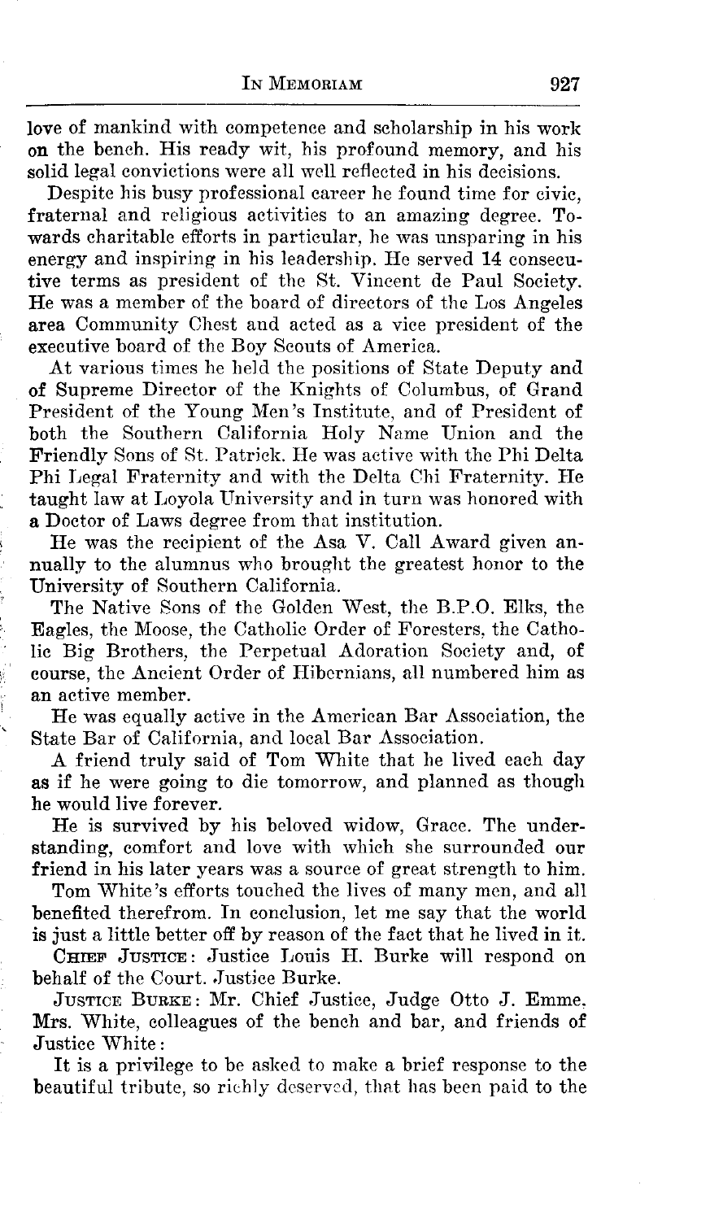love of mankind with competence and scholarship in his work on the bench. His ready wit, his profound memory, and his solid legal convictions were all well reflected in his decisions.

Despite his busy professional career he found time for civic, fraternal and religious activities to an amazing degree. Towards charitable efforts in particular, he was unsparing in his energy and inspiring in his leadership. He served 14 consecutive terms as president of the St. Vincent de Paul Society. He was a member of the board of directors of the Los Angeles area Community Chest and acted as a vice president of the executive board of the Boy Scouts of America.

At various times he held the positions of State Deputy and of Supreme Director of the Knights of Columbus, of Grand President of the Young Men's Institute, and of President of both the Southern California Holy Name Union and the Friendly Sons of St. Patrick. He was active with the Phi Delta Phi Legal Fraternity and with the Delta Chi Fraternity. He taught law at Loyola University and in turn was honored with a Doctor of Laws degree from that institution.

He was the recipient of the Asa V. Call Award given annually to the alumnus who brought the greatest honor to the University of Southern California.

The Native Sons of the Golden West, the B.P.O. Elks, the Eagles, the Moose, the Catholic Order of Foresters, the Catholic Big Brothers, the Perpetual Adoration Society and, of course, the Ancient Order of Hibernians, all numbered him as an active member.

He was equally active in the American Bar Association, the State Bar of California, and local Bar Association.

A friend truly said of Tom White that he lived each day as if he were going to die tomorrow, and planned as though he would live forever.

He is survived by his beloved widow, Grace. The understanding, comfort and love with which she surrounded our friend in his later years was a source of great strength to him.

Tom White's efforts touched the lives of many men, and all benefited therefrom. In conclusion, let me say that the world is just a little better off by reason of the fact that he lived in it.

CHIEF JUSTICE: Justice Louis H. Burke will respond on behalf of the Court. Justice Burke.

JUSTICE BURKE: Mr. Chief Justice, Judge Otto J. Emme, Mrs. White, colleagues of the bench and bar, and friends of Justice White:

It is a privilege to be asked to make a brief response to the beautiful tribute, so richly deserved, that has been paid to the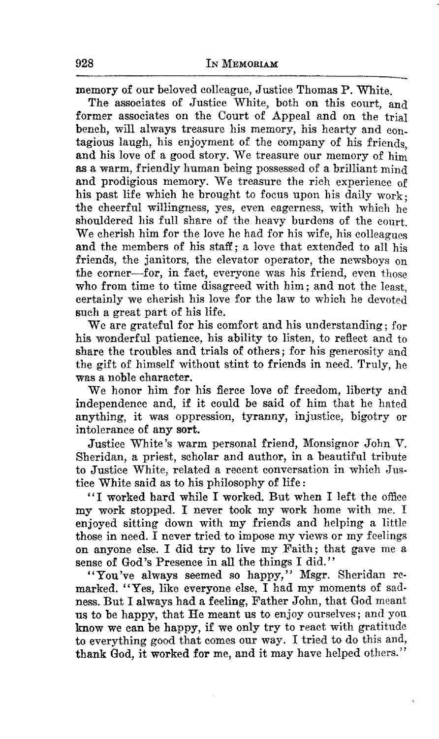memory of our beloved colleague, Justice Thomas P. White.

The associates of Justice White, both on this court, and former associates on the Court of Appeal and on the trial bench, will always treasure his memory, his hearty and contagious laugh, his enjoyment of the company of his friends, and his love of a good story. We treasure our memory of him as a warm, friendly human being possessed of a brilliant mind and prodigious memory. We treasure the rich experience of his past life which he brought to focus upon his daily work; the cheerful willingness, yes, even eagerness, with which he shouldered his full share of the heavy burdens of the court. We cherish him for the love he had for his wife, his colleagues and the members of his staff; a love that extended to all his friends, the janitors, the elevator operator, the newsboys on the corner—for, in fact, everyone was his friend, even those who from time to time disagreed with him; and not the least, certainly we cherish his love for the law to which he devoted such a great part of his life.

We are grateful for his comfort and his understanding; for his wonderful patience, his ability to listen, to reflect and to share the troubles and trials of others; for his generosity and the gift of himself without stint to friends in need. Truly, he was a noble character.

We honor him for his fierce love of freedom, liberty and independence and, if it could be said of him that he hated anything, it was oppression, tyranny, injustice, bigotry or intolerance of any sort.

Justice White's warm personal friend, Monsignor John V. Sheridan, a priest, scholar and author, in a beautiful tribute to Justice White, related a recent conversation in which Justice White said as to his philosophy of life:

"I worked hard while I worked. But when I left the office my work stopped. I never took my work home with me. I enjoyed sitting down with my friends and helping a little those in need. I never tried to impose my views or my feelings on anyone else. I did try to live my Faith; that gave me a sense of God's Presence in all the things I did."

"You've always seemed so happy," Msgr. Sheridan remarked. "Yes, like everyone else, I had my moments of sadness. But I always had a feeling, Father John, that God meant us to be happy, that He meant us to enjoy ourselves; and you know we can be happy, if we only try to react with gratitude to everything good that comes our way. I tried to do this and, thank God, it worked for me, and it may have helped others."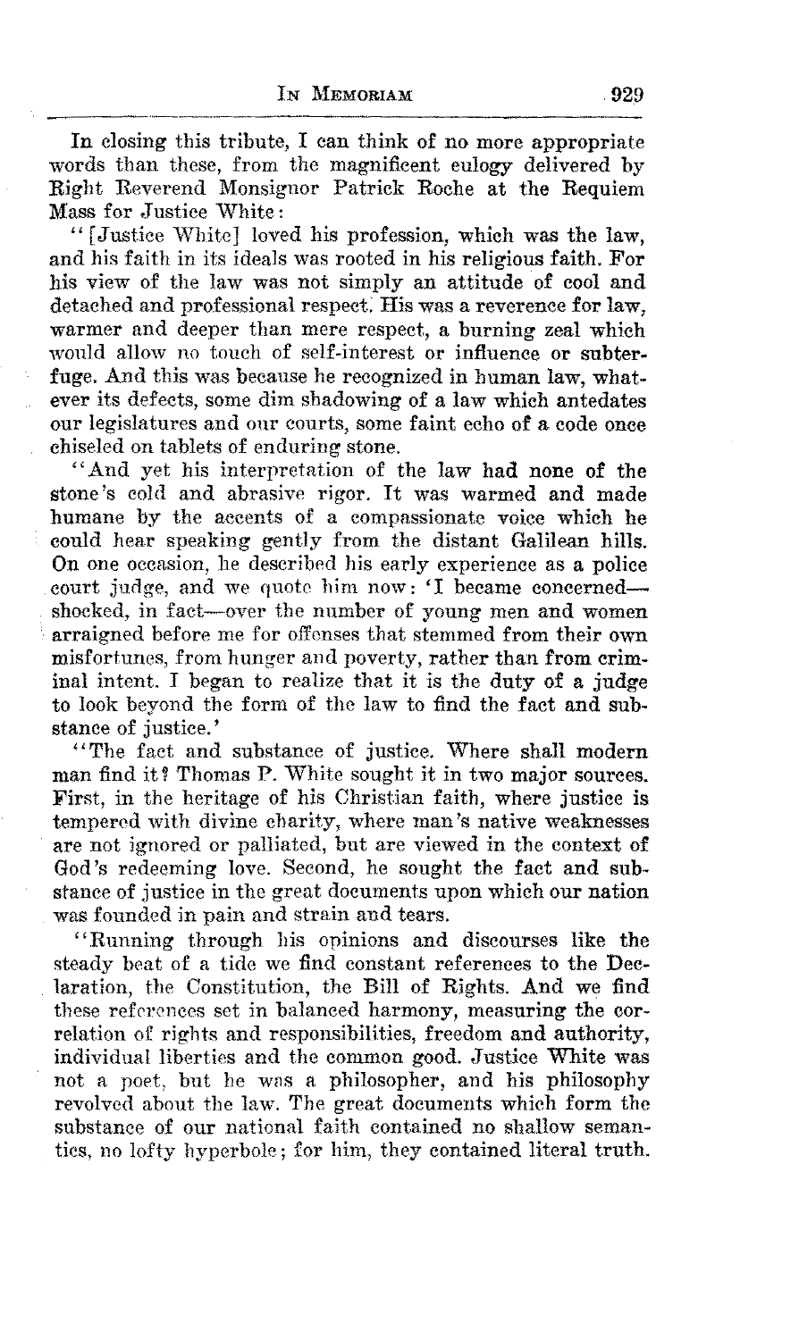In closing this tribute, I can think of no more appropriate words than these, from the magnificent eulogy delivered by Right Reverend Monsignor Patrick Roche at the Requiem Mass for Justice White:

"[Justice White] loved his profession, which was the law, and his faith in its ideals was rooted in his religious faith. For his view of the law was not simply an attitude of cool and detached and professional respect. His was a reverence for law, warmer and deeper than mere respect, a burning zeal which would allow no touch of self-interest or influence or subterfuge. And this was because he recognized in human law, whatever its defects, some dim shadowing of a law which antedates our legislatures and our courts, some faint echo of a code once chiseled on tablets of enduring stone.

"And yet his interpretation of the law had none of the stone's cold and abrasive rigor. It was warmed and made humane by the accents of a compassionate voice which he could hear speaking gently from the distant Galilean hills. On one occasion, he described his early experience as a police court judge, and we quote him now: 'I became concerned—shocked, in fact—over the number of young men and women arraigned before me for offenses that stemmed from their own misfortunes, from hunger and poverty, rather than from criminal intent. I began to realize that it is the duty of a judge to look beyond the form of the law to find the fact and substance of justice.'

"The fact and substance of justice. Where shall modern man find it? Thomas P. White sought it in two major sources. First, in the heritage of his Christian faith, where justice is tempered with divine charity, where man's native weaknesses are not ignored or palliated, but are viewed in the context of God's redeeming love. Second, he sought the fact and substance of justice in the great documents upon which our nation was founded in pain and strain and tears.

"Running through his opinions and discourses like the steady beat of a tide we find constant references to the Declaration, the Constitution, the Bill of Rights. And we find these references set in balanced harmony, measuring the correlation of rights and responsibilities, freedom and authority, individual liberties and the common good. Justice White was not a poet, but he was a philosopher, and his philosophy revolved about the law. The great documents which form the substance of our national faith contained no shallow semantics, no lofty hyperbole; for him, they contained literal truth.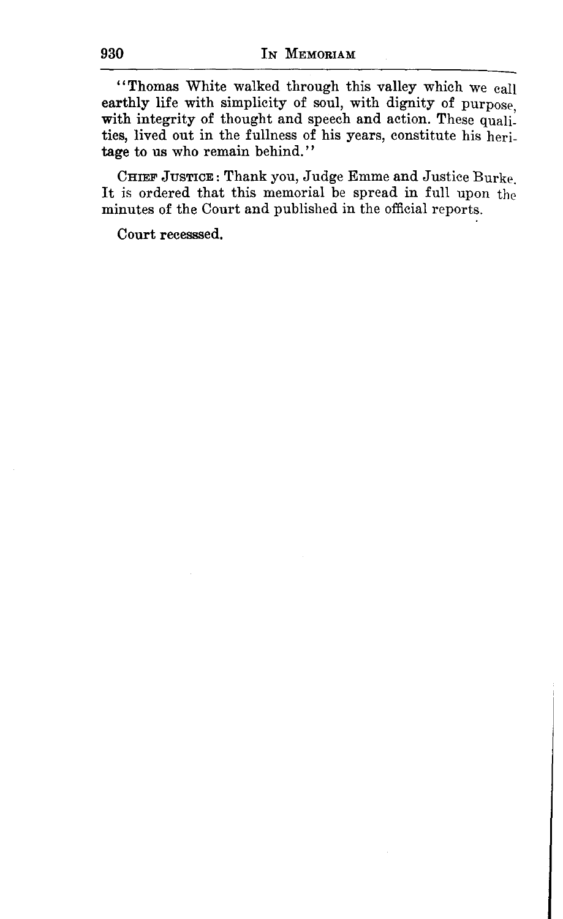"Thomas White walked through this valley which we call earthly life with simplicity of soul, with dignity of purpose, with integrity of thought and speech and action. These qualities, lived out in the fullness of his years, constitute his heritage to us who remain behind."

CHIEF JUSTICE: Thank you, Judge Emme and Justice Burke. It is ordered that this memorial be spread in full upon the minutes of the Court and published in the official reports.

Court recesssed.